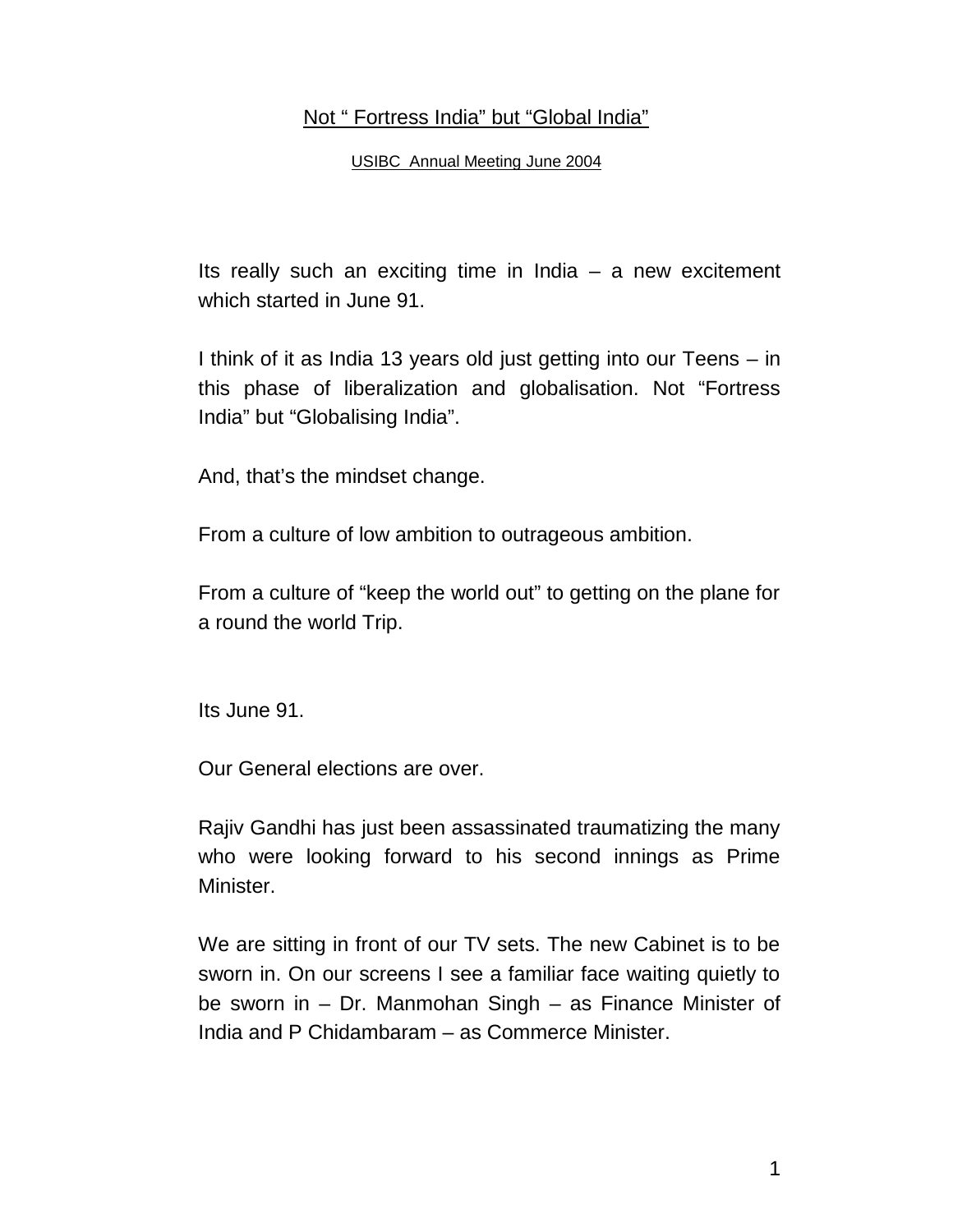# Not " Fortress India" but "Global India"

USIBC Annual Meeting June 2004

Its really such an exciting time in India – a new excitement which started in June 91.

I think of it as India 13 years old just getting into our Teens – in this phase of liberalization and globalisation. Not "Fortress India" but "Globalising India".

And, that's the mindset change.

From a culture of low ambition to outrageous ambition.

From a culture of "keep the world out" to getting on the plane for a round the world Trip.

Its June 91.

Our General elections are over.

Rajiv Gandhi has just been assassinated traumatizing the many who were looking forward to his second innings as Prime Minister.

We are sitting in front of our TV sets. The new Cabinet is to be sworn in. On our screens I see a familiar face waiting quietly to be sworn in – Dr. Manmohan Singh – as Finance Minister of India and P Chidambaram – as Commerce Minister.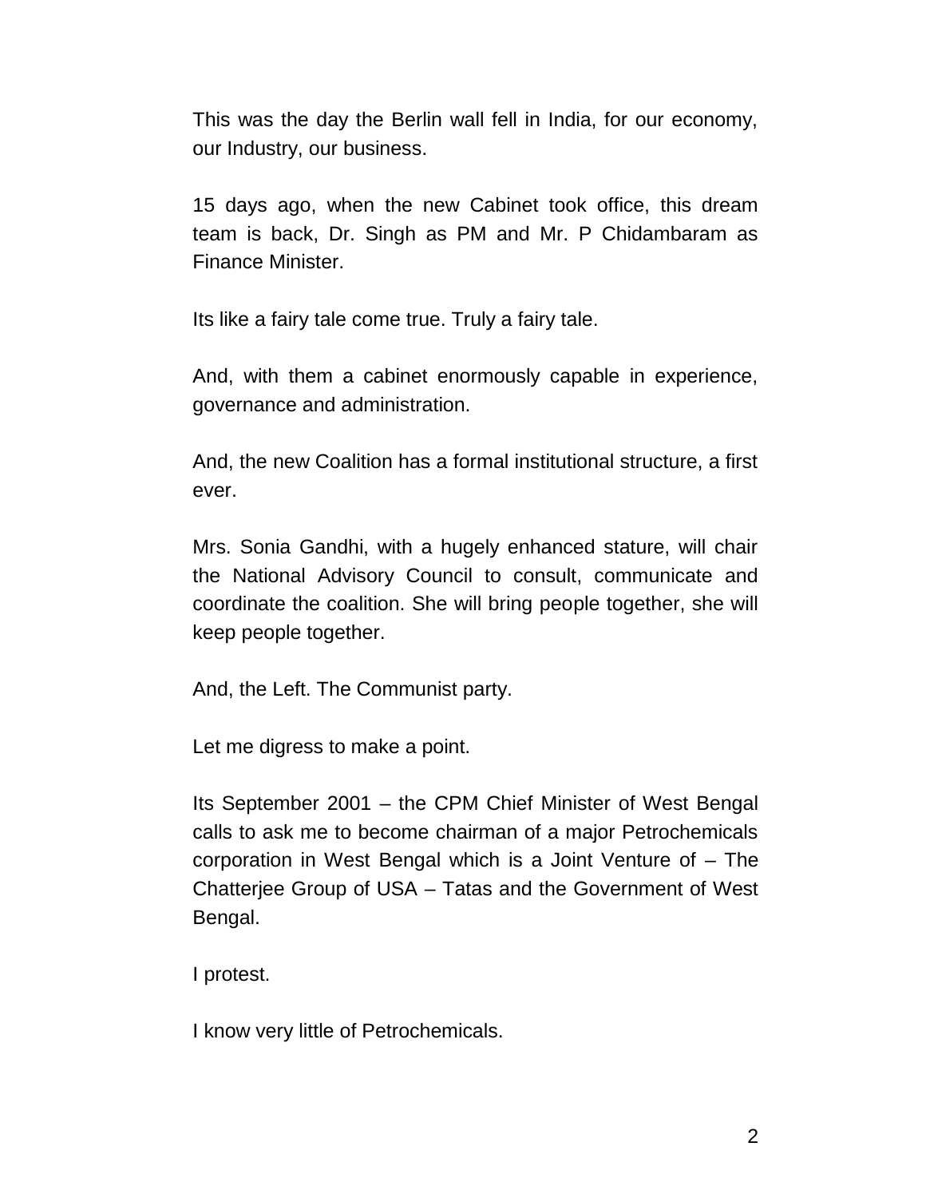This was the day the Berlin wall fell in India, for our economy, our Industry, our business.

15 days ago, when the new Cabinet took office, this dream team is back, Dr. Singh as PM and Mr. P Chidambaram as Finance Minister.

Its like a fairy tale come true. Truly a fairy tale.

And, with them a cabinet enormously capable in experience, governance and administration.

And, the new Coalition has a formal institutional structure, a first ever.

Mrs. Sonia Gandhi, with a hugely enhanced stature, will chair the National Advisory Council to consult, communicate and coordinate the coalition. She will bring people together, she will keep people together.

And, the Left. The Communist party.

Let me digress to make a point.

Its September 2001 – the CPM Chief Minister of West Bengal calls to ask me to become chairman of a major Petrochemicals corporation in West Bengal which is a Joint Venture of – The Chatterjee Group of USA – Tatas and the Government of West Bengal.

I protest.

I know very little of Petrochemicals.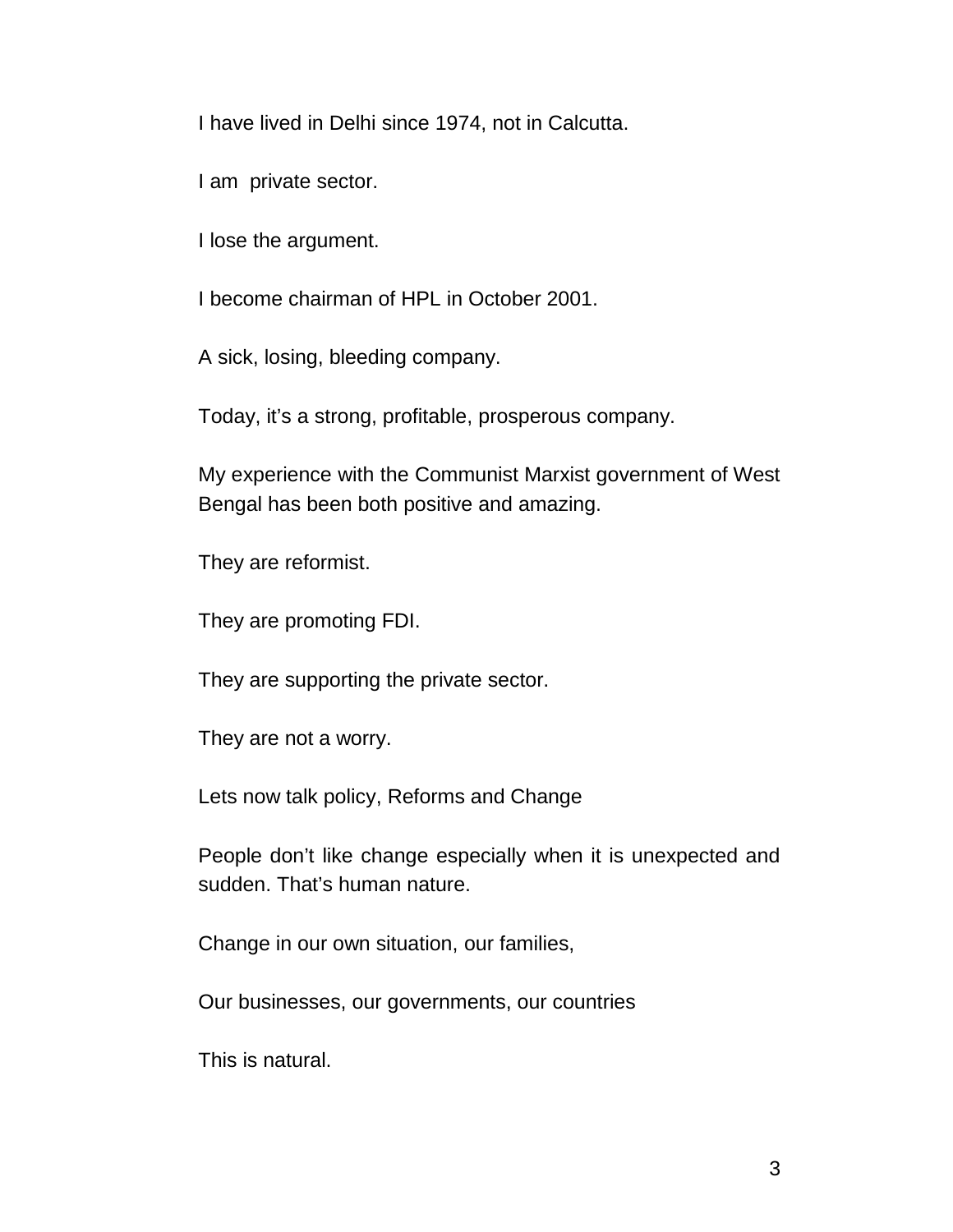I have lived in Delhi since 1974, not in Calcutta.

I am  private sector.

I lose the argument.

I become chairman of HPL in October 2001.

A sick, losing, bleeding company.

Today, it's a strong, profitable, prosperous company.

My experience with the Communist Marxist government of West Bengal has been both positive and amazing.

They are reformist.

They are promoting FDI.

They are supporting the private sector.

They are not a worry.

Lets now talk policy, Reforms and Change

People don't like change especially when it is unexpected and sudden. That's human nature.

Change in our own situation, our families,

Our businesses, our governments, our countries

This is natural.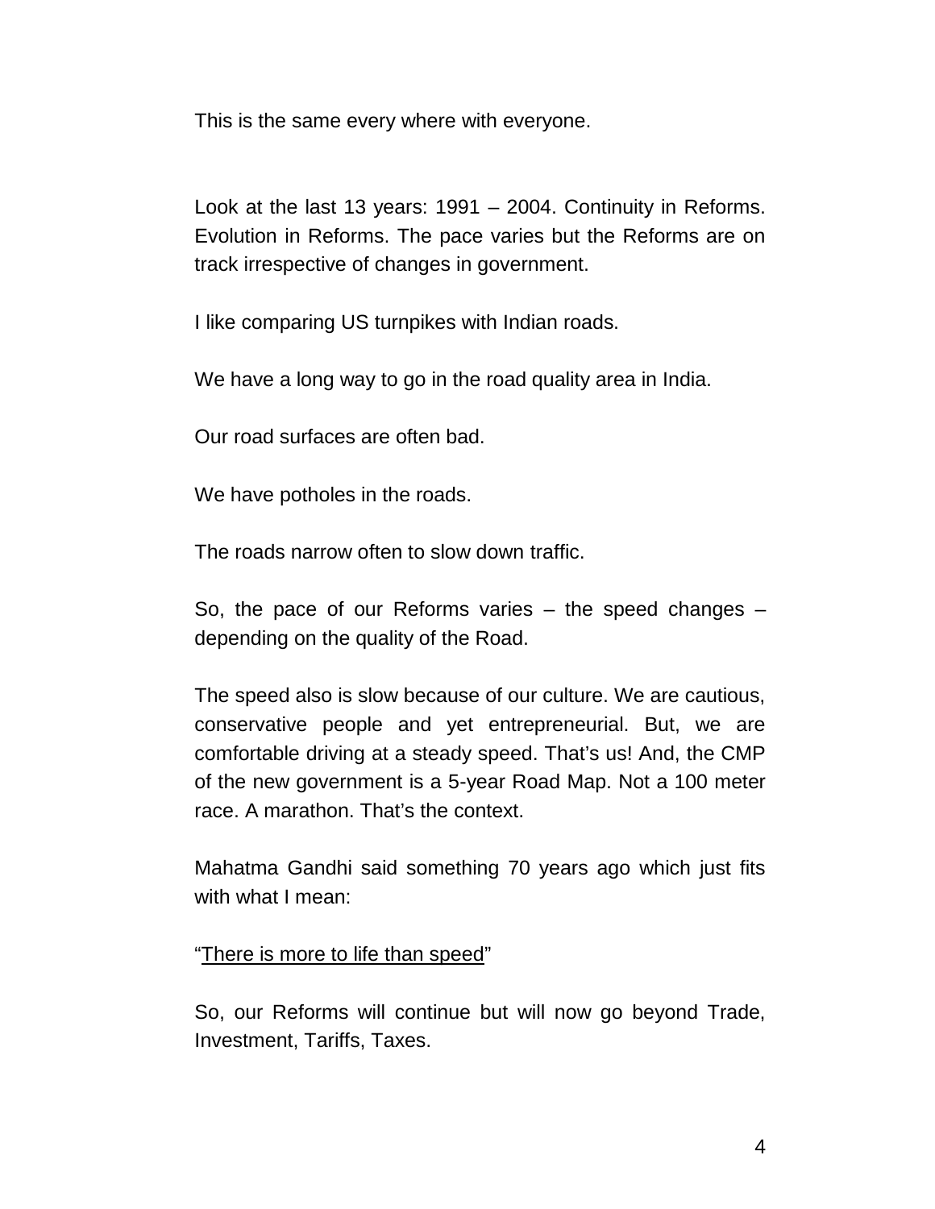This is the same every where with everyone.

Look at the last 13 years: 1991 – 2004. Continuity in Reforms. Evolution in Reforms. The pace varies but the Reforms are on track irrespective of changes in government.

I like comparing US turnpikes with Indian roads.

We have a long way to go in the road quality area in India.

Our road surfaces are often bad.

We have potholes in the roads.

The roads narrow often to slow down traffic.

So, the pace of our Reforms varies – the speed changes – depending on the quality of the Road.

The speed also is slow because of our culture. We are cautious, conservative people and yet entrepreneurial. But, we are comfortable driving at a steady speed. That's us! And, the CMP of the new government is a 5-year Road Map. Not a 100 meter race. A marathon. That's the context.

Mahatma Gandhi said something 70 years ago which just fits with what I mean:

"<u>There is more to life than speed</u>"

So, our Reforms will continue but will now go beyond Trade, Investment, Tariffs, Taxes.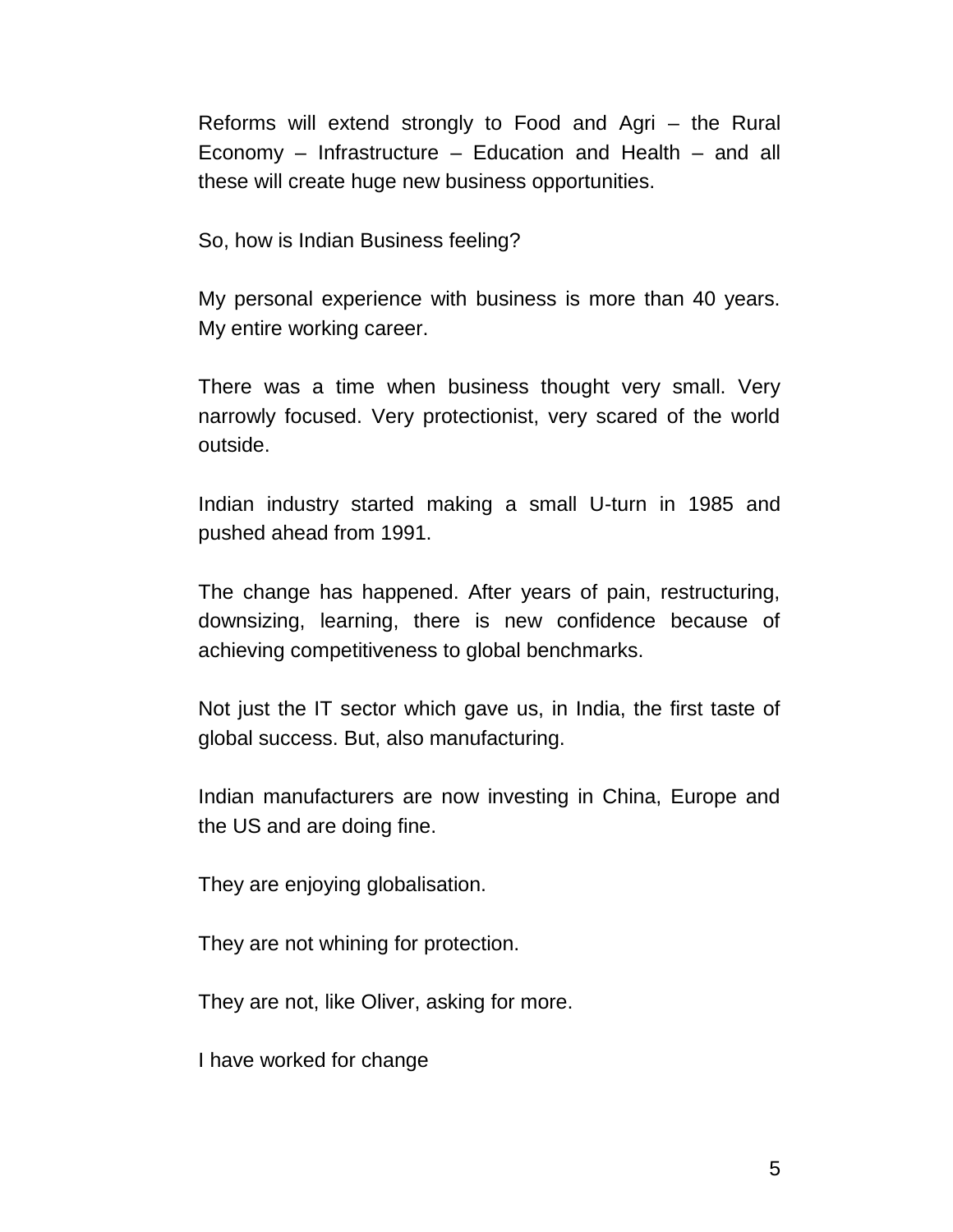Reforms will extend strongly to Food and Agri – the Rural Economy – Infrastructure – Education and Health – and all these will create huge new business opportunities.

So, how is Indian Business feeling?

My personal experience with business is more than 40 years. My entire working career.

There was a time when business thought very small. Very narrowly focused. Very protectionist, very scared of the world outside.

Indian industry started making a small U-turn in 1985 and pushed ahead from 1991.

The change has happened. After years of pain, restructuring, downsizing, learning, there is new confidence because of achieving competitiveness to global benchmarks.

Not just the IT sector which gave us, in India, the first taste of global success. But, also manufacturing.

Indian manufacturers are now investing in China, Europe and the US and are doing fine.

They are enjoying globalisation.

They are not whining for protection.

They are not, like Oliver, asking for more.

I have worked for change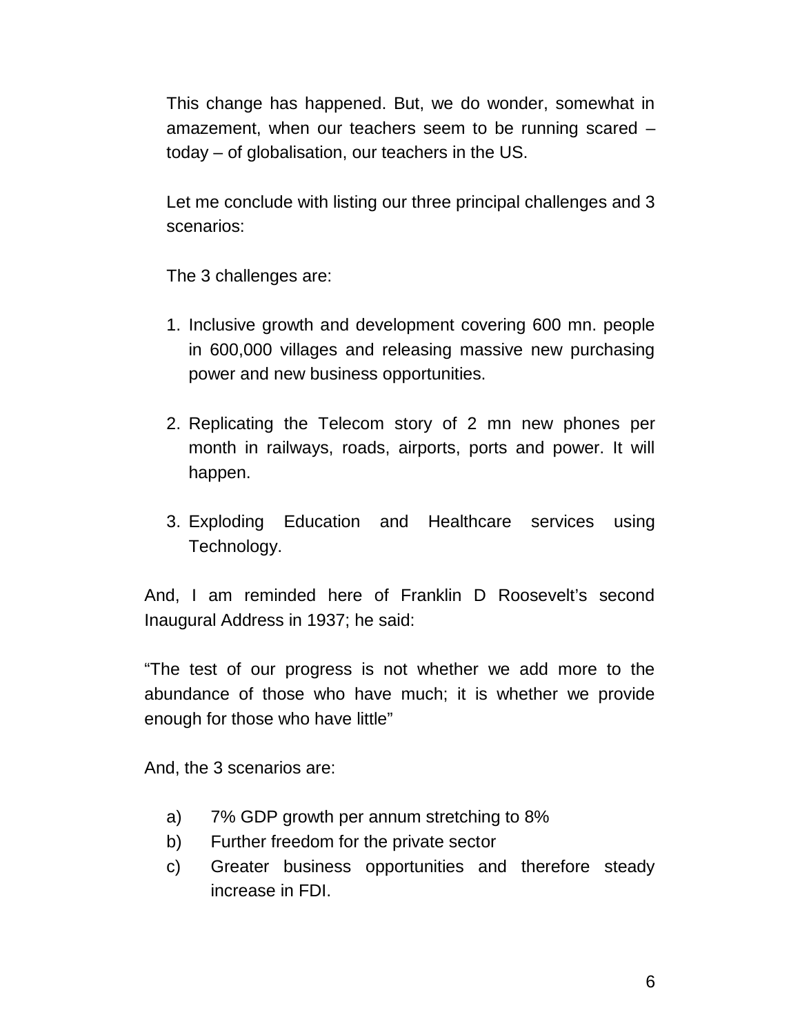This change has happened. But, we do wonder, somewhat in amazement, when our teachers seem to be running scared – today – of globalisation, our teachers in the US.

Let me conclude with listing our three principal challenges and 3 scenarios:

The 3 challenges are:

1. Inclusive growth and development covering 600 mn. people in 600,000 villages and releasing massive new purchasing power and new business opportunities.

2. Replicating the Telecom story of 2 mn new phones per month in railways, roads, airports, ports and power. It will happen.

3. Exploding Education and Healthcare services using Technology.

And, I am reminded here of Franklin D Roosevelt's second Inaugural Address in 1937; he said:

"The test of our progress is not whether we add more to the abundance of those who have much; it is whether we provide enough for those who have little"

And, the 3 scenarios are:

a) 7% GDP growth per annum stretching to 8%
b) Further freedom for the private sector
c) Greater business opportunities and therefore steady increase in FDI.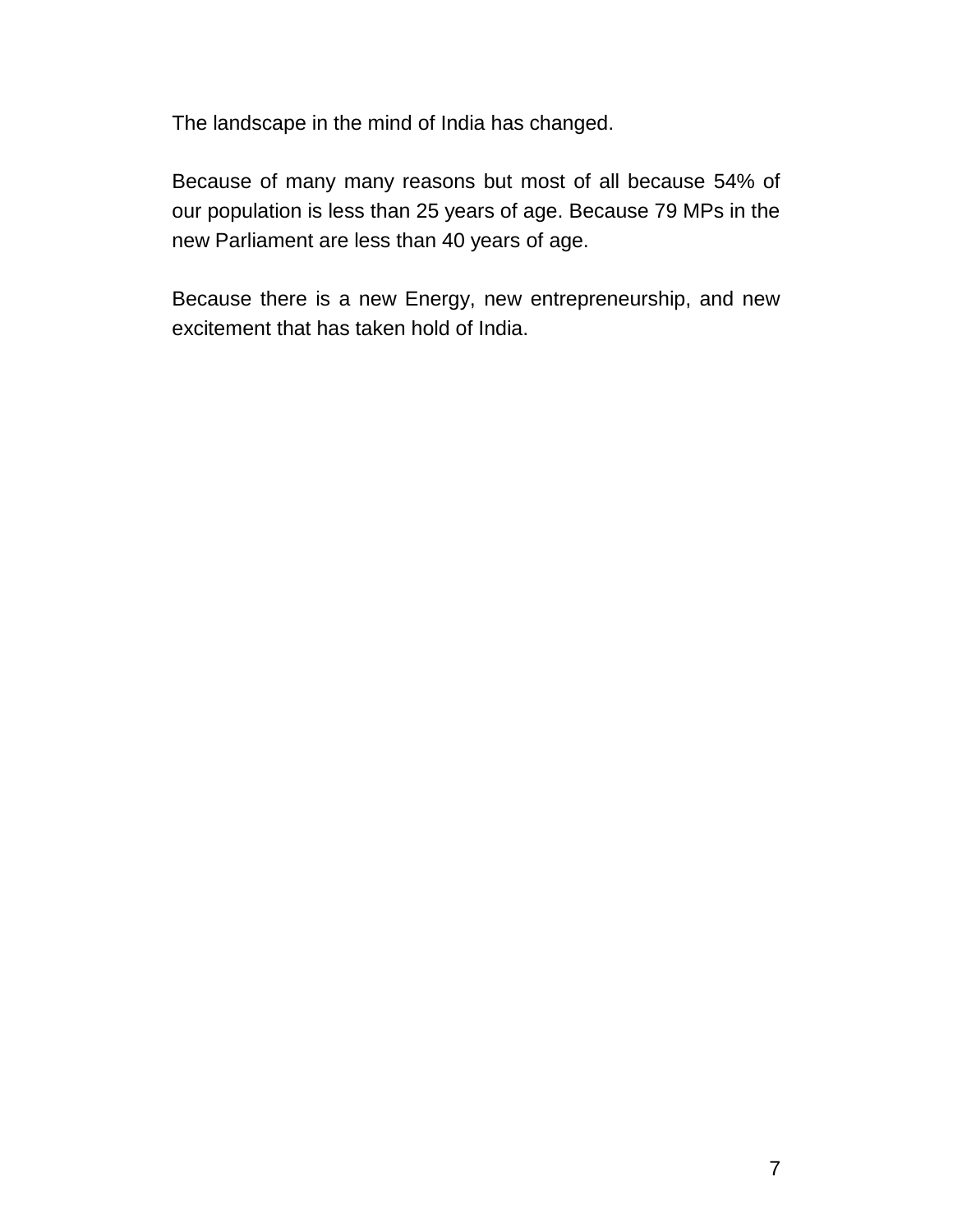The landscape in the mind of India has changed.

Because of many many reasons but most of all because 54% of our population is less than 25 years of age. Because 79 MPs in the new Parliament are less than 40 years of age.

Because there is a new Energy, new entrepreneurship, and new excitement that has taken hold of India.